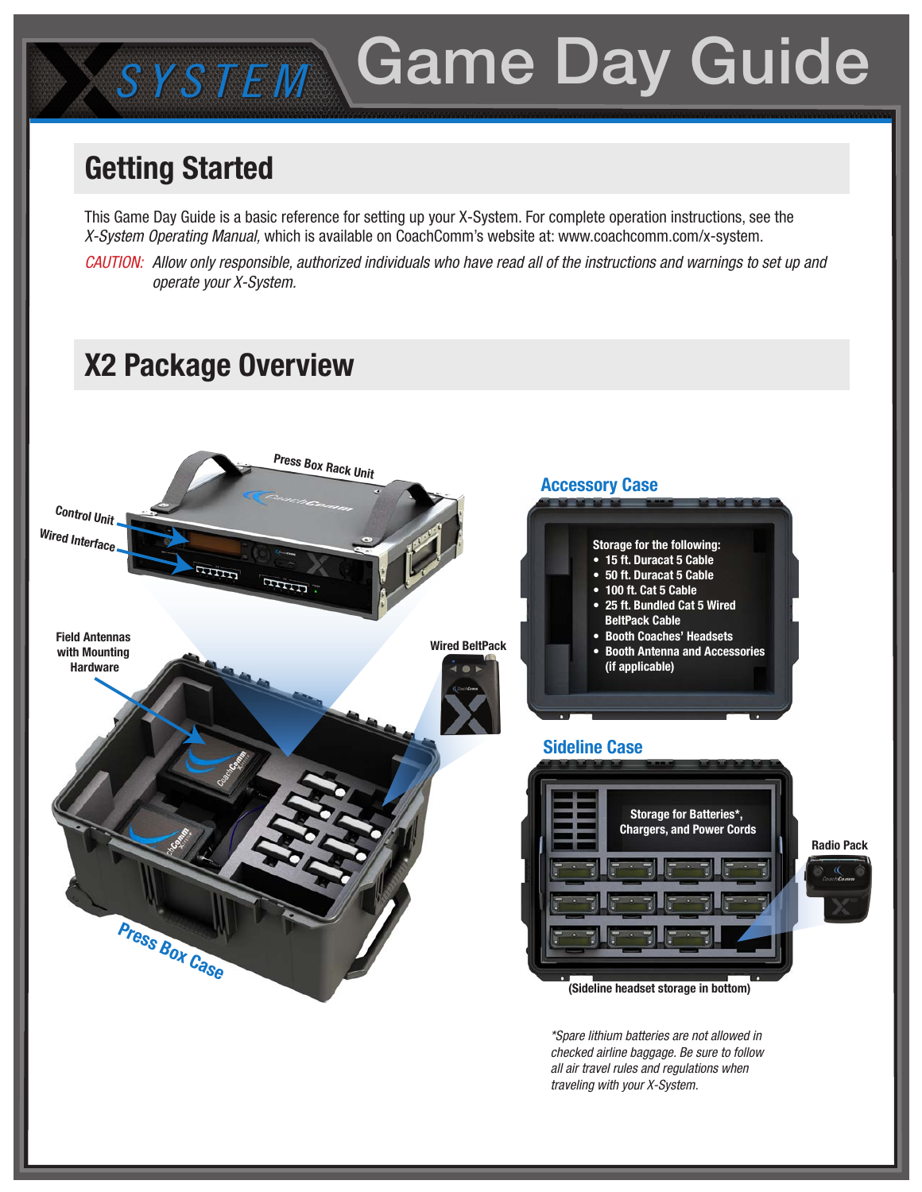# X SYSTEM Game Day Guide

## Getting Started

This Game Day Guide is a basic reference for setting up your X-System. For complete operation instructions, see the *X-System Operating Manual,* which is available on CoachComm's website at: www.coachcomm.com/x-system.

*CAUTION: Allow only responsible, authorized individuals who have read all of the instructions and warnings to set up and operate your X-System.*

## X2 Package Overview

Press Box Rack Unit

Control Unit

Wired Interface

Field Antennas with Mounting Hardware

Wired BeltPack

Press Box Case

### Accessory Case

**Storage for the following:**

- **15 ft. Duracat 5 Cable**
- **50 ft. Duracat 5 Cable**
- **100 ft. Cat 5 Cable**
- **25 ft. Bundled Cat 5 Wired BeltPack Cable**
- **Booth Coaches' Headsets**
- **Booth Antenna and Accessories (if applicable)**

### Sideline Case

**Storage for Batteries*, Chargers, and Power Cords**

Radio Pack

**(Sideline headset storage in bottom)**

*\*Spare lithium batteries are not allowed in checked airline baggage. Be sure to follow all air travel rules and regulations when traveling with your X-System.*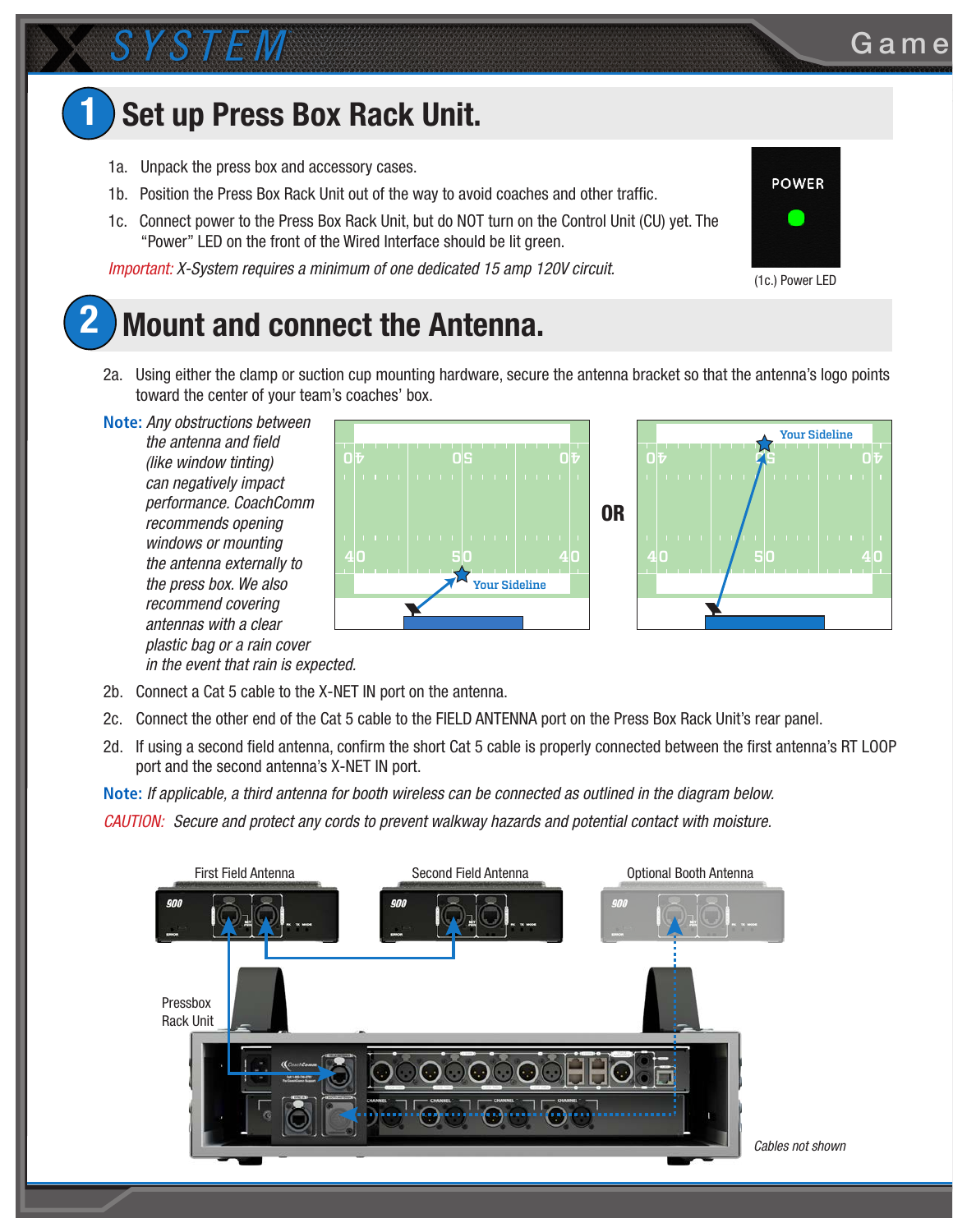## 1 Set up Press Box Rack Unit.

1a. Unpack the press box and accessory cases.

1b. Position the Press Box Rack Unit out of the way to avoid coaches and other traffic.

1c. Connect power to the Press Box Rack Unit, but do NOT turn on the Control Unit (CU) yet. The "Power" LED on the front of the Wired Interface should be lit green.

*Important: X-System requires a minimum of one dedicated 15 amp 120V circuit.*

(1c.) Power LED

## 2 Mount and connect the Antenna.

2a. Using either the clamp or suction cup mounting hardware, secure the antenna bracket so that the antenna's logo points toward the center of your team's coaches' box.

**Note:** *Any obstructions between the antenna and field (like window tinting) can negatively impact performance. CoachComm recommends opening windows or mounting the antenna externally to the press box. We also recommend covering antennas with a clear plastic bag or a rain cover in the event that rain is expected.*

Your Sideline OR Your Sideline

2b. Connect a Cat 5 cable to the X-NET IN port on the antenna.

2c. Connect the other end of the Cat 5 cable to the FIELD ANTENNA port on the Press Box Rack Unit's rear panel.

2d. If using a second field antenna, confirm the short Cat 5 cable is properly connected between the first antenna's RT LOOP port and the second antenna's X-NET IN port.

**Note:** *If applicable, a third antenna for booth wireless can be connected as outlined in the diagram below.*

*CAUTION: Secure and protect any cords to prevent walkway hazards and potential contact with moisture.*

First Field Antenna — Second Field Antenna — Optional Booth Antenna

Pressbox Rack Unit

*Cables not shown*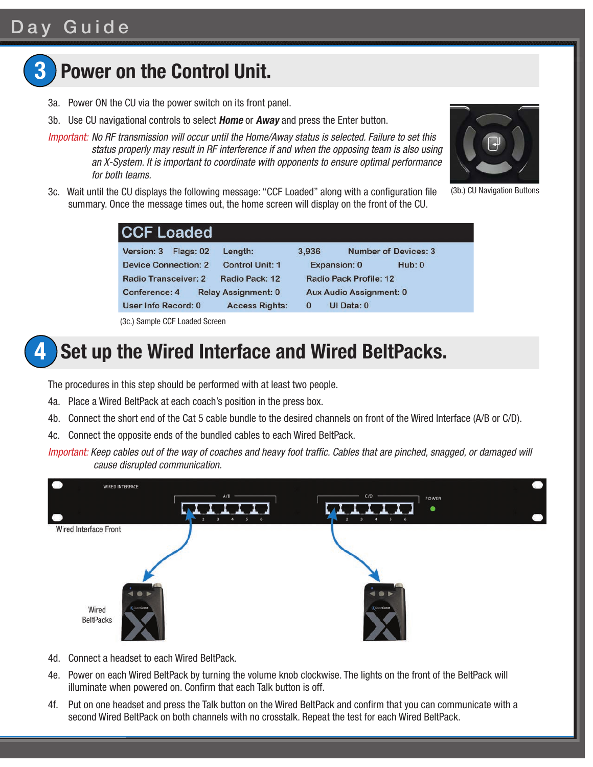## 3 Power on the Control Unit.

3a. Power ON the CU via the power switch on its front panel.

3b. Use CU navigational controls to select ***Home*** or ***Away*** and press the Enter button.

*Important: No RF transmission will occur until the Home/Away status is selected. Failure to set this status properly may result in RF interference if and when the opposing team is also using an X-System. It is important to coordinate with opponents to ensure optimal performance for both teams.*

(3b.) CU Navigation Buttons

3c. Wait until the CU displays the following message: "CCF Loaded" along with a configuration file summary. Once the message times out, the home screen will display on the front of the CU.

| CCF Loaded | | | |
|---|---|---|---|
| Version: 3 Flags: 02 | Length: | 3,936 | Number of Devices: 3 |
| Device Connection: 2 | Control Unit: 1 | Expansion: 0 | Hub: 0 |
| Radio Transceiver: 2 | Radio Pack: 12 | Radio Pack Profile: 12 | |
| Conference: 4 | Relay Assignment: 0 | Aux Audio Assignment: 0 | |
| User Info Record: 0 | Access Rights: | 0 | UI Data: 0 |

(3c.) Sample CCF Loaded Screen

## 4 Set up the Wired Interface and Wired BeltPacks.

The procedures in this step should be performed with at least two people.

4a. Place a Wired BeltPack at each coach's position in the press box.

4b. Connect the short end of the Cat 5 cable bundle to the desired channels on front of the Wired Interface (A/B or C/D).

4c. Connect the opposite ends of the bundled cables to each Wired BeltPack.

*Important: Keep cables out of the way of coaches and heavy foot traffic. Cables that are pinched, snagged, or damaged will cause disrupted communication.*

Wired Interface Front

Wired BeltPacks

4d. Connect a headset to each Wired BeltPack.

4e. Power on each Wired BeltPack by turning the volume knob clockwise. The lights on the front of the BeltPack will illuminate when powered on. Confirm that each Talk button is off.

4f. Put on one headset and press the Talk button on the Wired BeltPack and confirm that you can communicate with a second Wired BeltPack on both channels with no crosstalk. Repeat the test for each Wired BeltPack.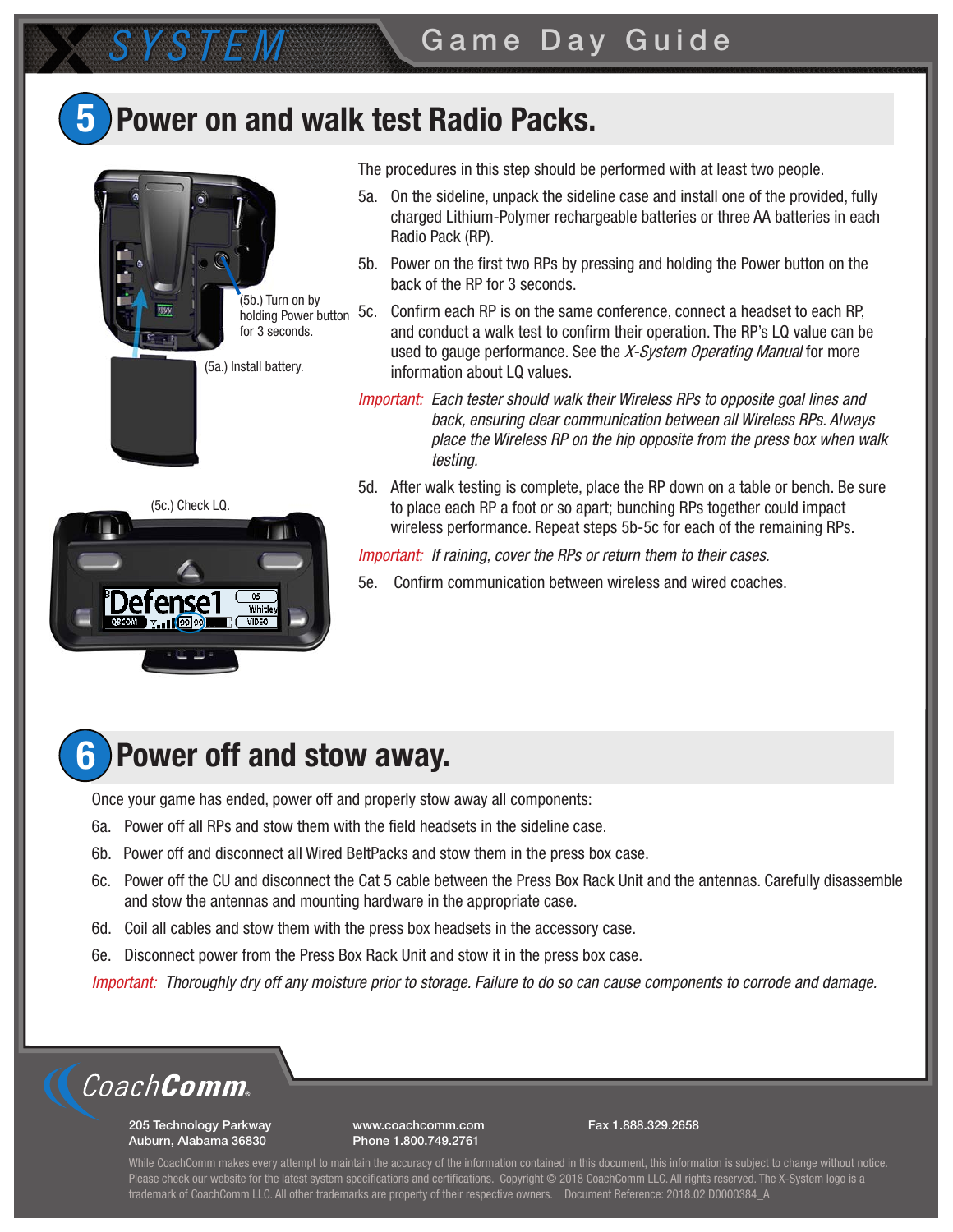## 5 Power on and walk test Radio Packs.

(5b.) Turn on by holding Power button for 3 seconds.

(5a.) Install battery.

(5c.) Check LQ.

The procedures in this step should be performed with at least two people.

5a. On the sideline, unpack the sideline case and install one of the provided, fully charged Lithium-Polymer rechargeable batteries or three AA batteries in each Radio Pack (RP).

5b. Power on the first two RPs by pressing and holding the Power button on the back of the RP for 3 seconds.

5c. Confirm each RP is on the same conference, connect a headset to each RP, and conduct a walk test to confirm their operation. The RP's LQ value can be used to gauge performance. See the *X-System Operating Manual* for more information about LQ values.

*Important: Each tester should walk their Wireless RPs to opposite goal lines and back, ensuring clear communication between all Wireless RPs. Always place the Wireless RP on the hip opposite from the press box when walk testing.*

5d. After walk testing is complete, place the RP down on a table or bench. Be sure to place each RP a foot or so apart; bunching RPs together could impact wireless performance. Repeat steps 5b-5c for each of the remaining RPs.

*Important: If raining, cover the RPs or return them to their cases.*

5e. Confirm communication between wireless and wired coaches.

## 6 Power off and stow away.

Once your game has ended, power off and properly stow away all components:

6a. Power off all RPs and stow them with the field headsets in the sideline case.

6b. Power off and disconnect all Wired BeltPacks and stow them in the press box case.

6c. Power off the CU and disconnect the Cat 5 cable between the Press Box Rack Unit and the antennas. Carefully disassemble and stow the antennas and mounting hardware in the appropriate case.

6d. Coil all cables and stow them with the press box headsets in the accessory case.

6e. Disconnect power from the Press Box Rack Unit and stow it in the press box case.

*Important: Thoroughly dry off any moisture prior to storage. Failure to do so can cause components to corrode and damage.*

CoachComm

205 Technology Parkway
Auburn, Alabama 36830

www.coachcomm.com
Phone 1.800.749.2761

Fax 1.888.329.2658

While CoachComm makes every attempt to maintain the accuracy of the information contained in this document, this information is subject to change without notice. Please check our website for the latest system specifications and certifications. Copyright © 2018 CoachComm LLC. All rights reserved. The X-System logo is a trademark of CoachComm LLC. All other trademarks are property of their respective owners. Document Reference: 2018.02 D0000384_A